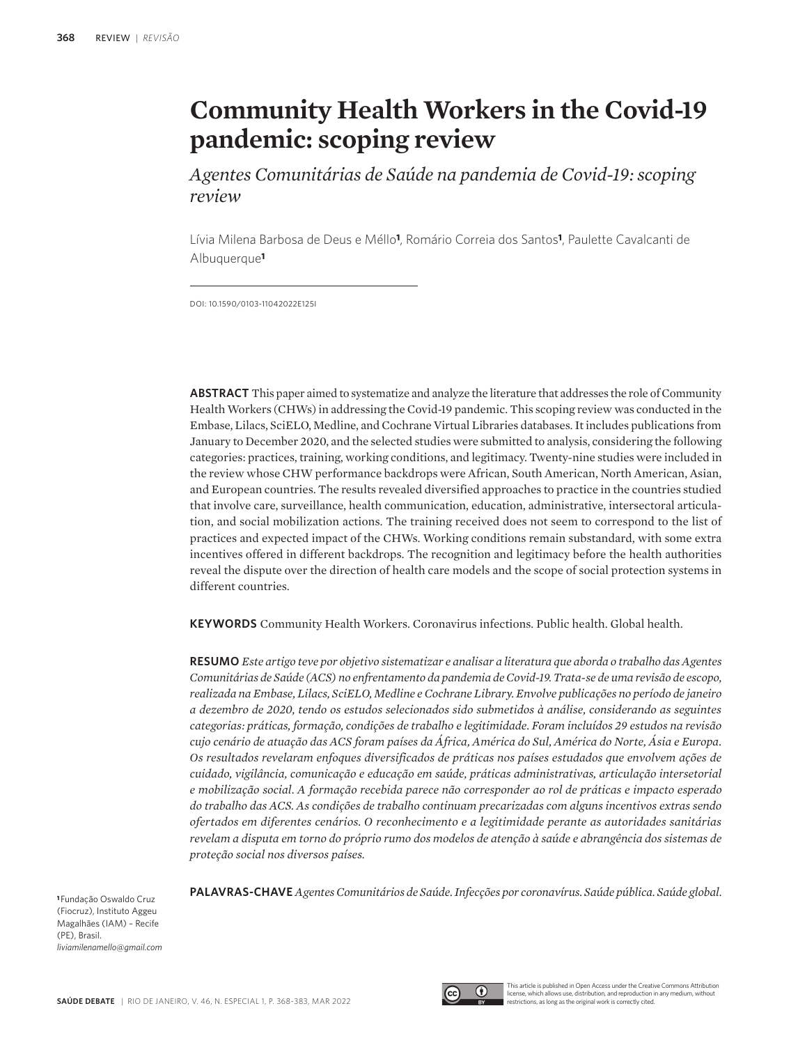# Community Health Workers in the Covid-19 pandemic: scoping review

*Agentes Comunitárias de Saúde na pandemia de Covid-19: scoping review*

Lívia Milena Barbosa de Deus e Méllo[1], Romário Correia dos Santos[1], Paulette Cavalcanti de Albuquerque[1]

DOI: 10.1590/0103-11042022E125I

**ABSTRACT** This paper aimed to systematize and analyze the literature that addresses the role of Community Health Workers (CHWs) in addressing the Covid-19 pandemic. This scoping review was conducted in the Embase, Lilacs, SciELO, Medline, and Cochrane Virtual Libraries databases. It includes publications from January to December 2020, and the selected studies were submitted to analysis, considering the following categories: practices, training, working conditions, and legitimacy. Twenty-nine studies were included in the review whose CHW performance backdrops were African, South American, North American, Asian, and European countries. The results revealed diversified approaches to practice in the countries studied that involve care, surveillance, health communication, education, administrative, intersectoral articulation, and social mobilization actions. The training received does not seem to correspond to the list of practices and expected impact of the CHWs. Working conditions remain substandard, with some extra incentives offered in different backdrops. The recognition and legitimacy before the health authorities reveal the dispute over the direction of health care models and the scope of social protection systems in different countries.

**KEYWORDS** Community Health Workers. Coronavirus infections. Public health. Global health.

**RESUMO** *Este artigo teve por objetivo sistematizar e analisar a literatura que aborda o trabalho das Agentes Comunitárias de Saúde (ACS) no enfrentamento da pandemia de Covid-19. Trata-se de uma revisão de escopo, realizada na Embase, Lilacs, SciELO, Medline e Cochrane Library. Envolve publicações no período de janeiro a dezembro de 2020, tendo os estudos selecionados sido submetidos à análise, considerando as seguintes categorias: práticas, formação, condições de trabalho e legitimidade. Foram incluídos 29 estudos na revisão cujo cenário de atuação das ACS foram países da África, América do Sul, América do Norte, Ásia e Europa. Os resultados revelaram enfoques diversificados de práticas nos países estudados que envolvem ações de cuidado, vigilância, comunicação e educação em saúde, práticas administrativas, articulação intersetorial e mobilização social. A formação recebida parece não corresponder ao rol de práticas e impacto esperado do trabalho das ACS. As condições de trabalho continuam precarizadas com alguns incentivos extras sendo ofertados em diferentes cenários. O reconhecimento e a legitimidade perante as autoridades sanitárias revelam a disputa em torno do próprio rumo dos modelos de atenção à saúde e abrangência dos sistemas de proteção social nos diversos países.*

**PALAVRAS-CHAVE** *Agentes Comunitários de Saúde. Infecções por coronavírus. Saúde pública. Saúde global.*

[1] Fundação Oswaldo Cruz (Fiocruz), Instituto Aggeu Magalhães (IAM) – Recife (PE), Brasil.
*liviamilenamello@gmail.com*

This article is published in Open Access under the Creative Commons Attribution license, which allows use, distribution, and reproduction in any medium, without restrictions, as long as the original work is correctly cited.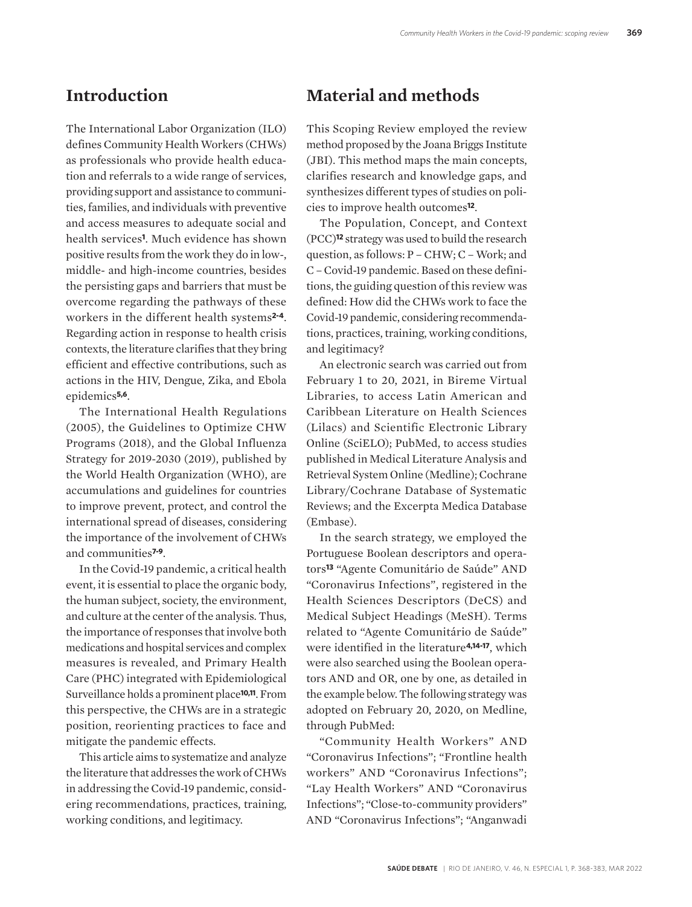## Introduction

The International Labor Organization (ILO) defines Community Health Workers (CHWs) as professionals who provide health education and referrals to a wide range of services, providing support and assistance to communities, families, and individuals with preventive and access measures to adequate social and health services[1]. Much evidence has shown positive results from the work they do in low-, middle- and high-income countries, besides the persisting gaps and barriers that must be overcome regarding the pathways of these workers in the different health systems[2-4]. Regarding action in response to health crisis contexts, the literature clarifies that they bring efficient and effective contributions, such as actions in the HIV, Dengue, Zika, and Ebola epidemics[5,6].

The International Health Regulations (2005), the Guidelines to Optimize CHW Programs (2018), and the Global Influenza Strategy for 2019-2030 (2019), published by the World Health Organization (WHO), are accumulations and guidelines for countries to improve prevent, protect, and control the international spread of diseases, considering the importance of the involvement of CHWs and communities[7-9].

In the Covid-19 pandemic, a critical health event, it is essential to place the organic body, the human subject, society, the environment, and culture at the center of the analysis. Thus, the importance of responses that involve both medications and hospital services and complex measures is revealed, and Primary Health Care (PHC) integrated with Epidemiological Surveillance holds a prominent place[10,11]. From this perspective, the CHWs are in a strategic position, reorienting practices to face and mitigate the pandemic effects.

This article aims to systematize and analyze the literature that addresses the work of CHWs in addressing the Covid-19 pandemic, considering recommendations, practices, training, working conditions, and legitimacy.

## Material and methods

This Scoping Review employed the review method proposed by the Joana Briggs Institute (JBI). This method maps the main concepts, clarifies research and knowledge gaps, and synthesizes different types of studies on policies to improve health outcomes[12].

The Population, Concept, and Context (PCC)[12] strategy was used to build the research question, as follows: P – CHW; C – Work; and C – Covid-19 pandemic. Based on these definitions, the guiding question of this review was defined: How did the CHWs work to face the Covid-19 pandemic, considering recommendations, practices, training, working conditions, and legitimacy?

An electronic search was carried out from February 1 to 20, 2021, in Bireme Virtual Libraries, to access Latin American and Caribbean Literature on Health Sciences (Lilacs) and Scientific Electronic Library Online (SciELO); PubMed, to access studies published in Medical Literature Analysis and Retrieval System Online (Medline); Cochrane Library/Cochrane Database of Systematic Reviews; and the Excerpta Medica Database (Embase).

In the search strategy, we employed the Portuguese Boolean descriptors and operators[13] "Agente Comunitário de Saúde" AND "Coronavirus Infections", registered in the Health Sciences Descriptors (DeCS) and Medical Subject Headings (MeSH). Terms related to "Agente Comunitário de Saúde" were identified in the literature[4,14-17], which were also searched using the Boolean operators AND and OR, one by one, as detailed in the example below. The following strategy was adopted on February 20, 2020, on Medline, through PubMed:

"Community Health Workers" AND "Coronavirus Infections"; "Frontline health workers" AND "Coronavirus Infections"; "Lay Health Workers" AND "Coronavirus Infections"; "Close-to-community providers" AND "Coronavirus Infections"; "Anganwadi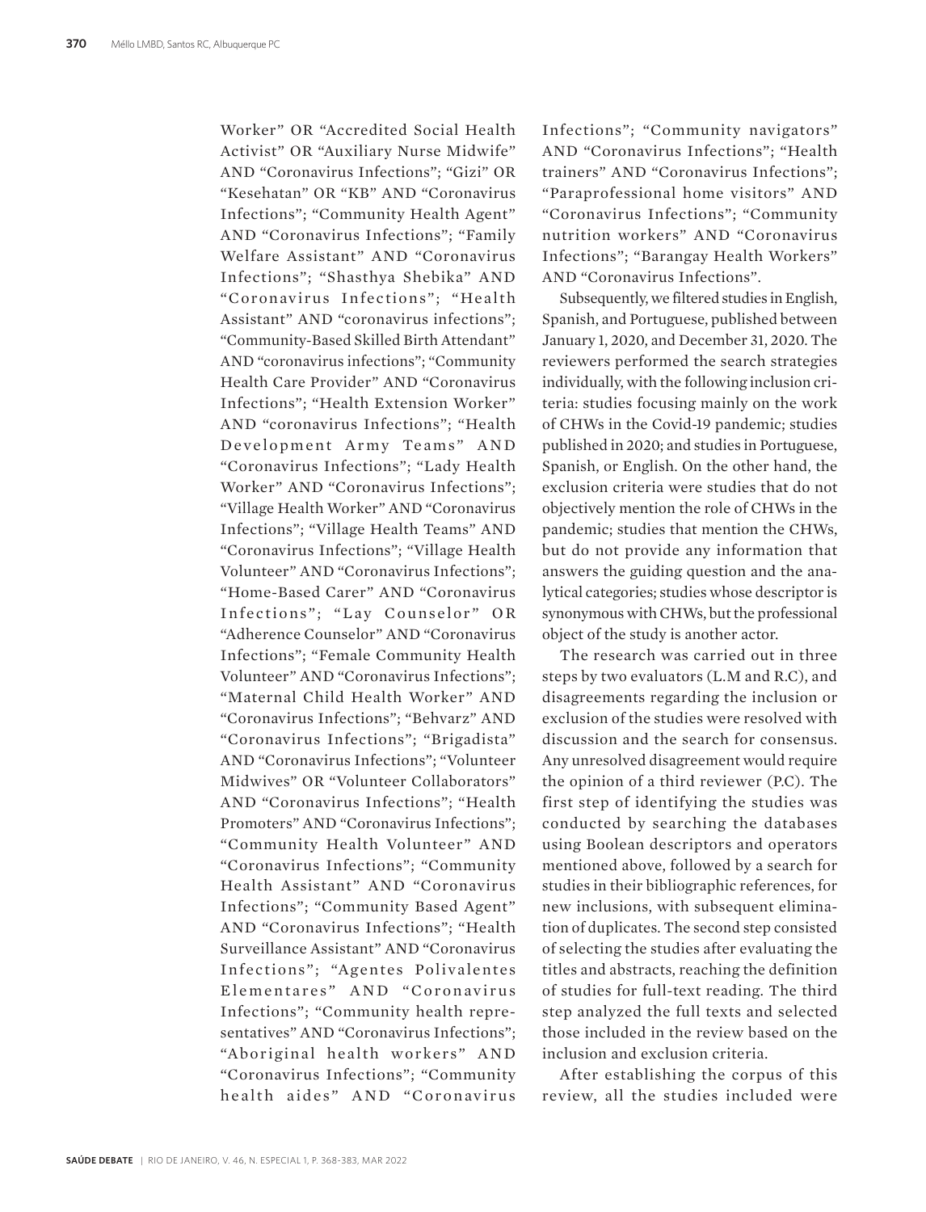Worker" OR "Accredited Social Health Activist" OR "Auxiliary Nurse Midwife" AND "Coronavirus Infections"; "Gizi" OR "Kesehatan" OR "KB" AND "Coronavirus Infections"; "Community Health Agent" AND "Coronavirus Infections"; "Family Welfare Assistant" AND "Coronavirus Infections"; "Shasthya Shebika" AND "Coronavirus Infections"; "Health Assistant" AND "coronavirus infections"; "Community-Based Skilled Birth Attendant" AND "coronavirus infections"; "Community Health Care Provider" AND "Coronavirus Infections"; "Health Extension Worker" AND "coronavirus Infections"; "Health Development Army Teams" AND "Coronavirus Infections"; "Lady Health Worker" AND "Coronavirus Infections"; "Village Health Worker" AND "Coronavirus Infections"; "Village Health Teams" AND "Coronavirus Infections"; "Village Health Volunteer" AND "Coronavirus Infections"; "Home-Based Carer" AND "Coronavirus Infections"; "Lay Counselor" OR "Adherence Counselor" AND "Coronavirus Infections"; "Female Community Health Volunteer" AND "Coronavirus Infections"; "Maternal Child Health Worker" AND "Coronavirus Infections"; "Behvarz" AND "Coronavirus Infections"; "Brigadista" AND "Coronavirus Infections"; "Volunteer Midwives" OR "Volunteer Collaborators" AND "Coronavirus Infections"; "Health Promoters" AND "Coronavirus Infections"; "Community Health Volunteer" AND "Coronavirus Infections"; "Community Health Assistant" AND "Coronavirus Infections"; "Community Based Agent" AND "Coronavirus Infections"; "Health Surveillance Assistant" AND "Coronavirus Infections"; "Agentes Polivalentes Elementares" AND "Coronavirus Infections"; "Community health representatives" AND "Coronavirus Infections"; "Aboriginal health workers" AND "Coronavirus Infections"; "Community health aides" AND "Coronavirus Infections"; "Community navigators" AND "Coronavirus Infections"; "Health trainers" AND "Coronavirus Infections"; "Paraprofessional home visitors" AND "Coronavirus Infections"; "Community nutrition workers" AND "Coronavirus Infections"; "Barangay Health Workers" AND "Coronavirus Infections".

Subsequently, we filtered studies in English, Spanish, and Portuguese, published between January 1, 2020, and December 31, 2020. The reviewers performed the search strategies individually, with the following inclusion criteria: studies focusing mainly on the work of CHWs in the Covid-19 pandemic; studies published in 2020; and studies in Portuguese, Spanish, or English. On the other hand, the exclusion criteria were studies that do not objectively mention the role of CHWs in the pandemic; studies that mention the CHWs, but do not provide any information that answers the guiding question and the analytical categories; studies whose descriptor is synonymous with CHWs, but the professional object of the study is another actor.

The research was carried out in three steps by two evaluators (L.M and R.C), and disagreements regarding the inclusion or exclusion of the studies were resolved with discussion and the search for consensus. Any unresolved disagreement would require the opinion of a third reviewer (P.C). The first step of identifying the studies was conducted by searching the databases using Boolean descriptors and operators mentioned above, followed by a search for studies in their bibliographic references, for new inclusions, with subsequent elimination of duplicates. The second step consisted of selecting the studies after evaluating the titles and abstracts, reaching the definition of studies for full-text reading. The third step analyzed the full texts and selected those included in the review based on the inclusion and exclusion criteria.

After establishing the corpus of this review, all the studies included were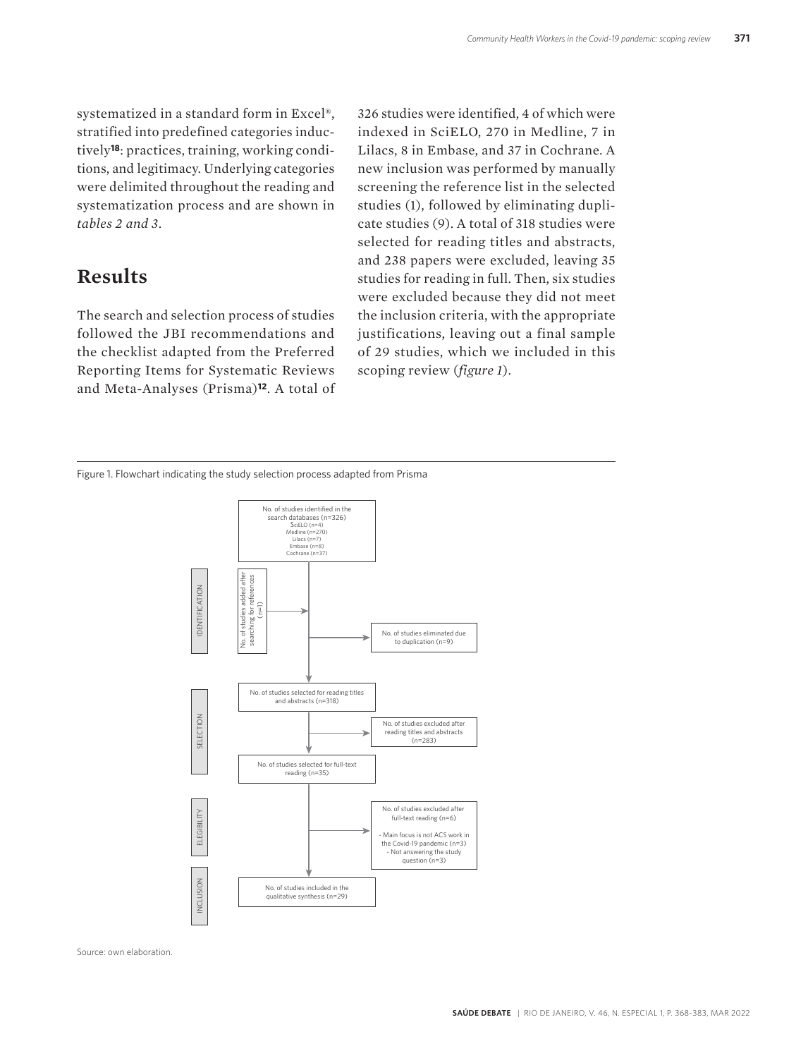systematized in a standard form in Excel®, stratified into predefined categories inductively[18]: practices, training, working conditions, and legitimacy. Underlying categories were delimited throughout the reading and systematization process and are shown in *tables 2 and 3*.

## Results

The search and selection process of studies followed the JBI recommendations and the checklist adapted from the Preferred Reporting Items for Systematic Reviews and Meta-Analyses (Prisma)[12]. A total of 326 studies were identified, 4 of which were indexed in SciELO, 270 in Medline, 7 in Lilacs, 8 in Embase, and 37 in Cochrane. A new inclusion was performed by manually screening the reference list in the selected studies (1), followed by eliminating duplicate studies (9). A total of 318 studies were selected for reading titles and abstracts, and 238 papers were excluded, leaving 35 studies for reading in full. Then, six studies were excluded because they did not meet the inclusion criteria, with the appropriate justifications, leaving out a final sample of 29 studies, which we included in this scoping review (*figure 1*).

Figure 1. Flowchart indicating the study selection process adapted from Prisma

IDENTIFICATION

- No. of studies identified in the search databases (n=326)
  - SciELO (n=4)
  - Medline (n=270)
  - Lilacs (n=7)
  - Embase (n=8)
  - Cochrane (n=37)
- No. of studies added after searching for references (n=1)
- No. of studies eliminated due to duplication (n=9)

SELECTION

- No. of studies selected for reading titles and abstracts (n=318)
- No. of studies excluded after reading titles and abstracts (n=283)
- No. of studies selected for full-text reading (n=35)

ELEGIBILITY

- No. of studies excluded after full-text reading (n=6)
  - Main focus is not ACS work in the Covid-19 pandemic (n=3)
  - Not answering the study question (n=3)

INCLUSION

- No. of studies included in the qualitative synthesis (n=29)

Source: own elaboration.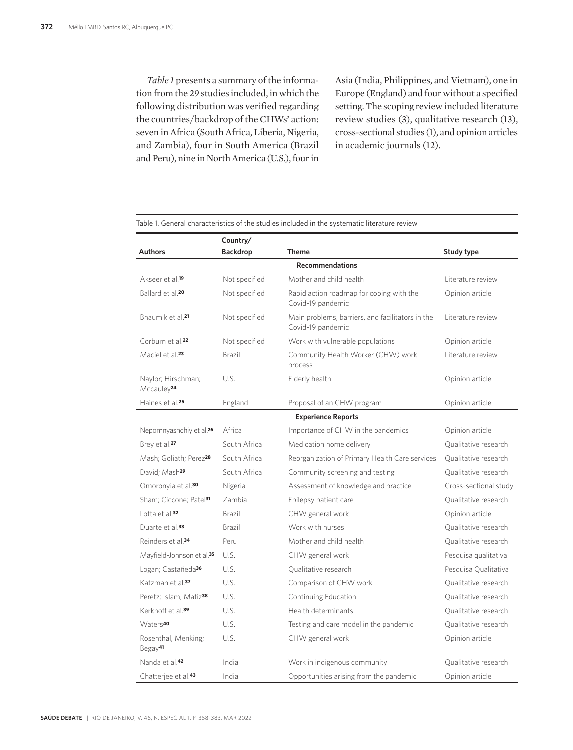*Table 1* presents a summary of the information from the 29 studies included, in which the following distribution was verified regarding the countries/backdrop of the CHWs' action: seven in Africa (South Africa, Liberia, Nigeria, and Zambia), four in South America (Brazil and Peru), nine in North America (U.S.), four in Asia (India, Philippines, and Vietnam), one in Europe (England) and four without a specified setting. The scoping review included literature review studies (3), qualitative research (13), cross-sectional studies (1), and opinion articles in academic journals (12).

Table 1. General characteristics of the studies included in the systematic literature review

| Authors | Country/ Backdrop | Theme | Study type |
|---|---|---|---|
| | | **Recommendations** | |
| Akseer et al.[19] | Not specified | Mother and child health | Literature review |
| Ballard et al.[20] | Not specified | Rapid action roadmap for coping with the Covid-19 pandemic | Opinion article |
| Bhaumik et al.[21] | Not specified | Main problems, barriers, and facilitators in the Covid-19 pandemic | Literature review |
| Corburn et al.[22] | Not specified | Work with vulnerable populations | Opinion article |
| Maciel et al.[23] | Brazil | Community Health Worker (CHW) work process | Literature review |
| Naylor; Hirschman; Mccauley[24] | U.S. | Elderly health | Opinion article |
| Haines et al.[25] | England | Proposal of an CHW program | Opinion article |
| | | **Experience Reports** | |
| Nepomnyashchiy et al.[26] | Africa | Importance of CHW in the pandemics | Opinion article |
| Brey et al.[27] | South Africa | Medication home delivery | Qualitative research |
| Mash; Goliath; Perez[28] | South Africa | Reorganization of Primary Health Care services | Qualitative research |
| David; Mash[29] | South Africa | Community screening and testing | Qualitative research |
| Omoronyia et al.[30] | Nigeria | Assessment of knowledge and practice | Cross-sectional study |
| Sham; Ciccone; Patel[31] | Zambia | Epilepsy patient care | Qualitative research |
| Lotta et al.[32] | Brazil | CHW general work | Opinion article |
| Duarte et al.[33] | Brazil | Work with nurses | Qualitative research |
| Reinders et al.[34] | Peru | Mother and child health | Qualitative research |
| Mayfield-Johnson et al.[35] | U.S. | CHW general work | Pesquisa qualitativa |
| Logan; Castañeda[36] | U.S. | Qualitative research | Pesquisa Qualitativa |
| Katzman et al.[37] | U.S. | Comparison of CHW work | Qualitative research |
| Peretz; Islam; Matiz[38] | U.S. | Continuing Education | Qualitative research |
| Kerkhoff et al.[39] | U.S. | Health determinants | Qualitative research |
| Waters[40] | U.S. | Testing and care model in the pandemic | Qualitative research |
| Rosenthal; Menking; Begay[41] | U.S. | CHW general work | Opinion article |
| Nanda et al.[42] | India | Work in indigenous community | Qualitative research |
| Chatterjee et al.[43] | India | Opportunities arising from the pandemic | Opinion article |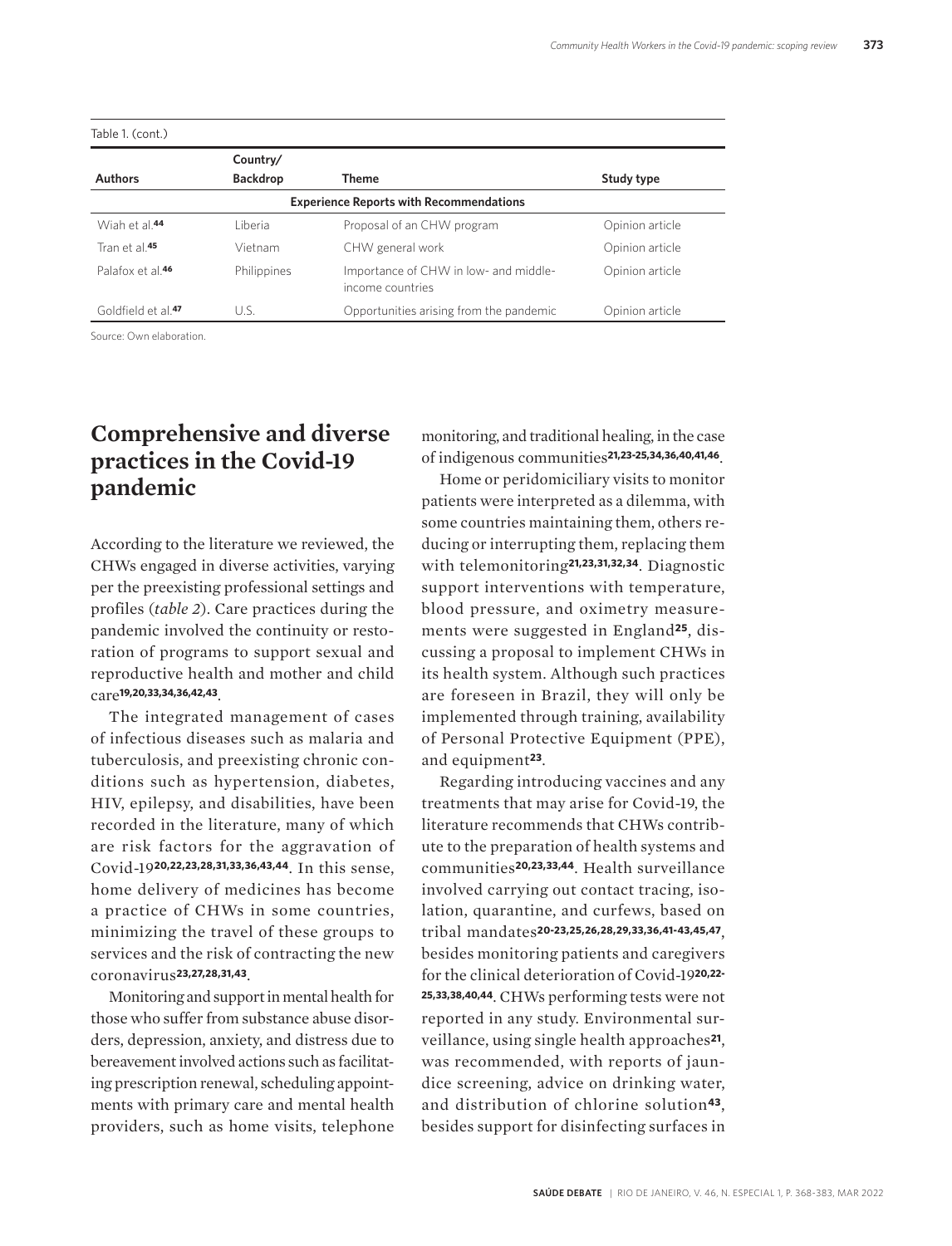Table 1. (cont.)

| Authors | Country/ Backdrop | Theme | Study type |
|---|---|---|---|
| **Experience Reports with Recommendations** | | | |
| Wiah et al.[44] | Liberia | Proposal of an CHW program | Opinion article |
| Tran et al.[45] | Vietnam | CHW general work | Opinion article |
| Palafox et al.[46] | Philippines | Importance of CHW in low- and middle-income countries | Opinion article |
| Goldfield et al.[47] | U.S. | Opportunities arising from the pandemic | Opinion article |

Source: Own elaboration.

## Comprehensive and diverse practices in the Covid-19 pandemic

According to the literature we reviewed, the CHWs engaged in diverse activities, varying per the preexisting professional settings and profiles (*table 2*). Care practices during the pandemic involved the continuity or restoration of programs to support sexual and reproductive health and mother and child care[19,20,33,34,36,42,43].

The integrated management of cases of infectious diseases such as malaria and tuberculosis, and preexisting chronic conditions such as hypertension, diabetes, HIV, epilepsy, and disabilities, have been recorded in the literature, many of which are risk factors for the aggravation of Covid-19[20,22,23,28,31,33,36,43,44]. In this sense, home delivery of medicines has become a practice of CHWs in some countries, minimizing the travel of these groups to services and the risk of contracting the new coronavirus[23,27,28,31,43].

Monitoring and support in mental health for those who suffer from substance abuse disorders, depression, anxiety, and distress due to bereavement involved actions such as facilitating prescription renewal, scheduling appointments with primary care and mental health providers, such as home visits, telephone monitoring, and traditional healing, in the case of indigenous communities[21,23-25,34,36,40,41,46].

Home or peridomiciliary visits to monitor patients were interpreted as a dilemma, with some countries maintaining them, others reducing or interrupting them, replacing them with telemonitoring[21,23,31,32,34]. Diagnostic support interventions with temperature, blood pressure, and oximetry measurements were suggested in England[25], discussing a proposal to implement CHWs in its health system. Although such practices are foreseen in Brazil, they will only be implemented through training, availability of Personal Protective Equipment (PPE), and equipment[23].

Regarding introducing vaccines and any treatments that may arise for Covid-19, the literature recommends that CHWs contribute to the preparation of health systems and communities[20,23,33,44]. Health surveillance involved carrying out contact tracing, isolation, quarantine, and curfews, based on tribal mandates[20-23,25,26,28,29,33,36,41-43,45,47], besides monitoring patients and caregivers for the clinical deterioration of Covid-19[20,22-25,33,38,40,44]. CHWs performing tests were not reported in any study. Environmental surveillance, using single health approaches[21], was recommended, with reports of jaundice screening, advice on drinking water, and distribution of chlorine solution[43], besides support for disinfecting surfaces in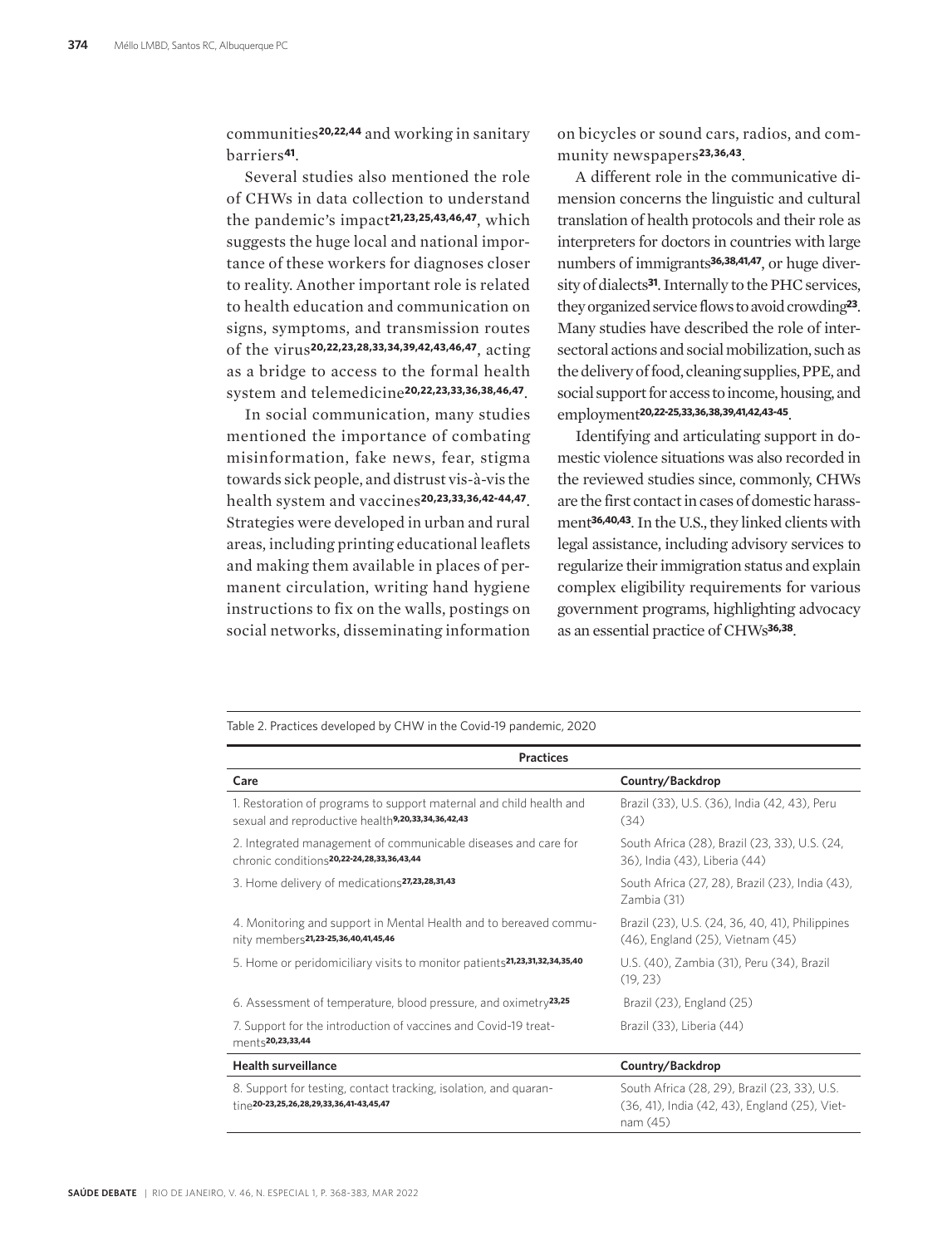communities[20,22,44] and working in sanitary barriers[41].

Several studies also mentioned the role of CHWs in data collection to understand the pandemic's impact[21,23,25,43,46,47], which suggests the huge local and national importance of these workers for diagnoses closer to reality. Another important role is related to health education and communication on signs, symptoms, and transmission routes of the virus[20,22,23,28,33,34,39,42,43,46,47], acting as a bridge to access to the formal health system and telemedicine[20,22,23,33,36,38,46,47].

In social communication, many studies mentioned the importance of combating misinformation, fake news, fear, stigma towards sick people, and distrust vis-à-vis the health system and vaccines[20,23,33,36,42-44,47]. Strategies were developed in urban and rural areas, including printing educational leaflets and making them available in places of permanent circulation, writing hand hygiene instructions to fix on the walls, postings on social networks, disseminating information on bicycles or sound cars, radios, and community newspapers[23,36,43].

A different role in the communicative dimension concerns the linguistic and cultural translation of health protocols and their role as interpreters for doctors in countries with large numbers of immigrants[36,38,41,47], or huge diversity of dialects[31]. Internally to the PHC services, they organized service flows to avoid crowding[23]. Many studies have described the role of intersectoral actions and social mobilization, such as the delivery of food, cleaning supplies, PPE, and social support for access to income, housing, and employment[20,22-25,33,36,38,39,41,42,43-45].

Identifying and articulating support in domestic violence situations was also recorded in the reviewed studies since, commonly, CHWs are the first contact in cases of domestic harassment[36,40,43]. In the U.S., they linked clients with legal assistance, including advisory services to regularize their immigration status and explain complex eligibility requirements for various government programs, highlighting advocacy as an essential practice of CHWs[36,38].

Table 2. Practices developed by CHW in the Covid-19 pandemic, 2020

| Practices | |
|---|---|
| **Care** | **Country/Backdrop** |
| 1. Restoration of programs to support maternal and child health and sexual and reproductive health[9,20,33,34,36,42,43] | Brazil (33), U.S. (36), India (42, 43), Peru (34) |
| 2. Integrated management of communicable diseases and care for chronic conditions[20,22-24,28,33,36,43,44] | South Africa (28), Brazil (23, 33), U.S. (24, 36), India (43), Liberia (44) |
| 3. Home delivery of medications[27,23,28,31,43] | South Africa (27, 28), Brazil (23), India (43), Zambia (31) |
| 4. Monitoring and support in Mental Health and to bereaved community members[21,23-25,36,40,41,45,46] | Brazil (23), U.S. (24, 36, 40, 41), Philippines (46), England (25), Vietnam (45) |
| 5. Home or peridomiciliary visits to monitor patients[21,23,31,32,34,35,40] | U.S. (40), Zambia (31), Peru (34), Brazil (19, 23) |
| 6. Assessment of temperature, blood pressure, and oximetry[23,25] | Brazil (23), England (25) |
| 7. Support for the introduction of vaccines and Covid-19 treatments[20,23,33,44] | Brazil (33), Liberia (44) |
| **Health surveillance** | **Country/Backdrop** |
| 8. Support for testing, contact tracking, isolation, and quarantine[20-23,25,26,28,29,33,36,41-43,45,47] | South Africa (28, 29), Brazil (23, 33), U.S. (36, 41), India (42, 43), England (25), Vietnam (45) |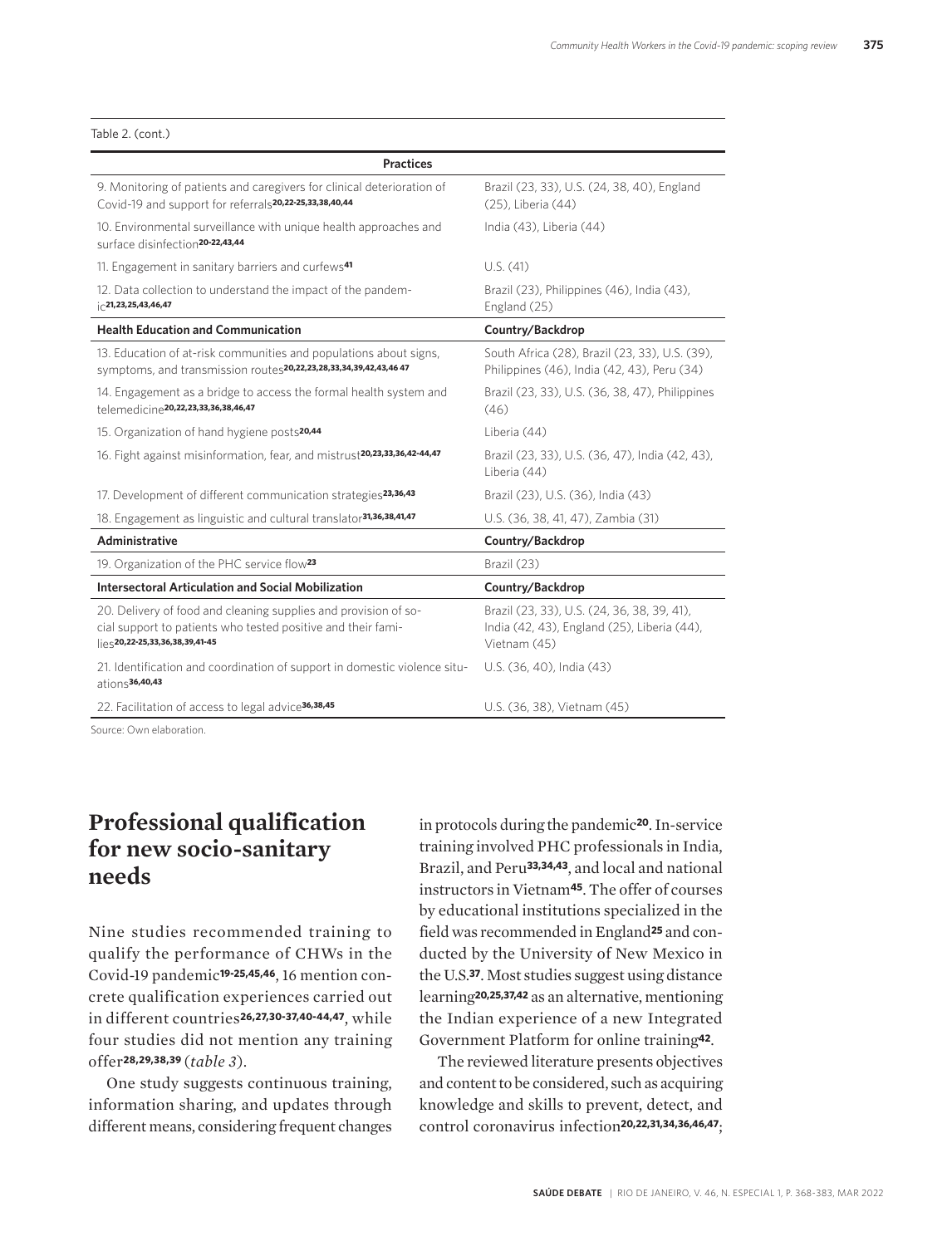Table 2. (cont.)

| Practices | |
|---|---|
| 9. Monitoring of patients and caregivers for clinical deterioration of Covid-19 and support for referrals[20,22-25,33,38,40,44] | Brazil (23, 33), U.S. (24, 38, 40), England (25), Liberia (44) |
| 10. Environmental surveillance with unique health approaches and surface disinfection[20-22,43,44] | India (43), Liberia (44) |
| 11. Engagement in sanitary barriers and curfews[41] | U.S. (41) |
| 12. Data collection to understand the impact of the pandemic[21,23,25,43,46,47] | Brazil (23), Philippines (46), India (43), England (25) |
| **Health Education and Communication** | **Country/Backdrop** |
| 13. Education of at-risk communities and populations about signs, symptoms, and transmission routes[20,22,23,28,33,34,39,42,43,46 47] | South Africa (28), Brazil (23, 33), U.S. (39), Philippines (46), India (42, 43), Peru (34) |
| 14. Engagement as a bridge to access the formal health system and telemedicine[20,22,23,33,36,38,46,47] | Brazil (23, 33), U.S. (36, 38, 47), Philippines (46) |
| 15. Organization of hand hygiene posts[20,44] | Liberia (44) |
| 16. Fight against misinformation, fear, and mistrust[20,23,33,36,42-44,47] | Brazil (23, 33), U.S. (36, 47), India (42, 43), Liberia (44) |
| 17. Development of different communication strategies[23,36,43] | Brazil (23), U.S. (36), India (43) |
| 18. Engagement as linguistic and cultural translator[31,36,38,41,47] | U.S. (36, 38, 41, 47), Zambia (31) |
| **Administrative** | **Country/Backdrop** |
| 19. Organization of the PHC service flow[23] | Brazil (23) |
| **Intersectoral Articulation and Social Mobilization** | **Country/Backdrop** |
| 20. Delivery of food and cleaning supplies and provision of social support to patients who tested positive and their families[20,22-25,33,36,38,39,41-45] | Brazil (23, 33), U.S. (24, 36, 38, 39, 41), India (42, 43), England (25), Liberia (44), Vietnam (45) |
| 21. Identification and coordination of support in domestic violence situations[36,40,43] | U.S. (36, 40), India (43) |
| 22. Facilitation of access to legal advice[36,38,45] | U.S. (36, 38), Vietnam (45) |

Source: Own elaboration.

## Professional qualification for new socio-sanitary needs

Nine studies recommended training to qualify the performance of CHWs in the Covid-19 pandemic[19-25,45,46], 16 mention concrete qualification experiences carried out in different countries[26,27,30-37,40-44,47], while four studies did not mention any training offer[28,29,38,39] (*table 3*).

One study suggests continuous training, information sharing, and updates through different means, considering frequent changes in protocols during the pandemic[20]. In-service training involved PHC professionals in India, Brazil, and Peru[33,34,43], and local and national instructors in Vietnam[45]. The offer of courses by educational institutions specialized in the field was recommended in England[25] and conducted by the University of New Mexico in the U.S.[37]. Most studies suggest using distance learning[20,25,37,42] as an alternative, mentioning the Indian experience of a new Integrated Government Platform for online training[42].

The reviewed literature presents objectives and content to be considered, such as acquiring knowledge and skills to prevent, detect, and control coronavirus infection[20,22,31,34,36,46,47];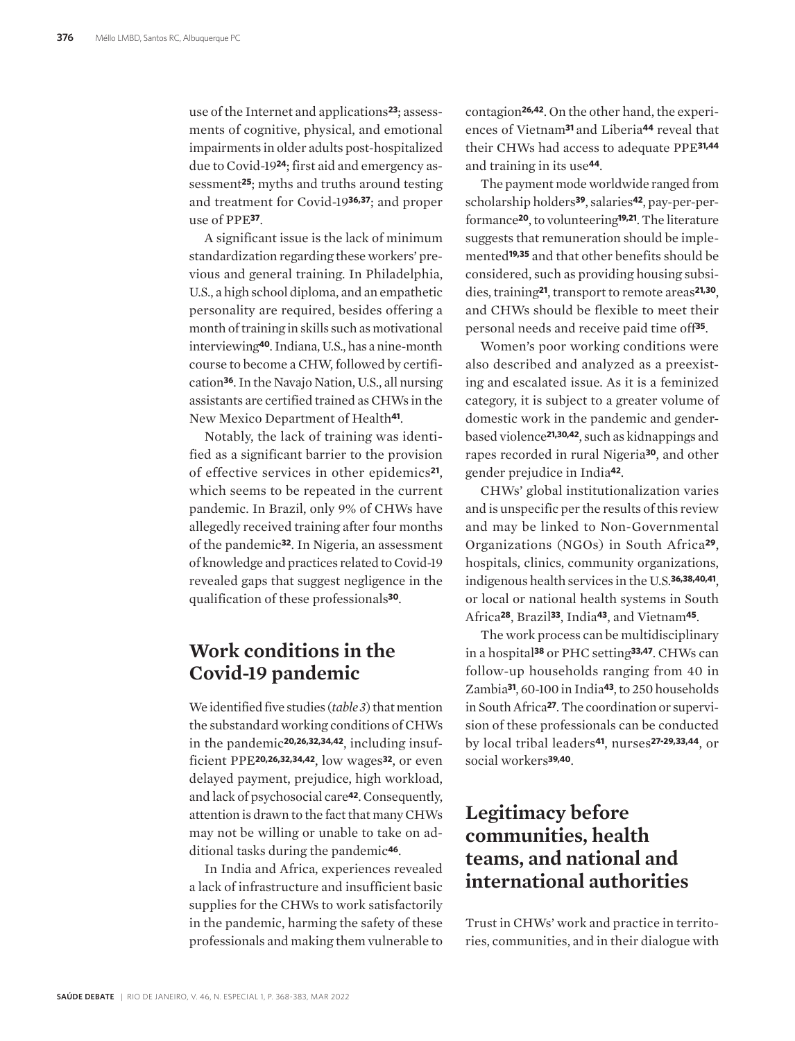use of the Internet and applications[23]; assessments of cognitive, physical, and emotional impairments in older adults post-hospitalized due to Covid-19[24]; first aid and emergency assessment[25]; myths and truths around testing and treatment for Covid-19[36,37]; and proper use of PPE[37].

A significant issue is the lack of minimum standardization regarding these workers' previous and general training. In Philadelphia, U.S., a high school diploma, and an empathetic personality are required, besides offering a month of training in skills such as motivational interviewing[40]. Indiana, U.S., has a nine-month course to become a CHW, followed by certification[36]. In the Navajo Nation, U.S., all nursing assistants are certified trained as CHWs in the New Mexico Department of Health[41].

Notably, the lack of training was identified as a significant barrier to the provision of effective services in other epidemics[21], which seems to be repeated in the current pandemic. In Brazil, only 9% of CHWs have allegedly received training after four months of the pandemic[32]. In Nigeria, an assessment of knowledge and practices related to Covid-19 revealed gaps that suggest negligence in the qualification of these professionals[30].

## Work conditions in the Covid-19 pandemic

We identified five studies (*table 3*) that mention the substandard working conditions of CHWs in the pandemic[20,26,32,34,42], including insufficient PPE[20,26,32,34,42], low wages[32], or even delayed payment, prejudice, high workload, and lack of psychosocial care[42]. Consequently, attention is drawn to the fact that many CHWs may not be willing or unable to take on additional tasks during the pandemic[46].

In India and Africa, experiences revealed a lack of infrastructure and insufficient basic supplies for the CHWs to work satisfactorily in the pandemic, harming the safety of these professionals and making them vulnerable to contagion[26,42]. On the other hand, the experiences of Vietnam[31] and Liberia[44] reveal that their CHWs had access to adequate PPE[31,44] and training in its use[44].

The payment mode worldwide ranged from scholarship holders[39], salaries[42], pay-per-performance[20], to volunteering[19,21]. The literature suggests that remuneration should be implemented[19,35] and that other benefits should be considered, such as providing housing subsidies, training[21], transport to remote areas[21,30], and CHWs should be flexible to meet their personal needs and receive paid time off[35].

Women's poor working conditions were also described and analyzed as a preexisting and escalated issue. As it is a feminized category, it is subject to a greater volume of domestic work in the pandemic and gender-based violence[21,30,42], such as kidnappings and rapes recorded in rural Nigeria[30], and other gender prejudice in India[42].

CHWs' global institutionalization varies and is unspecific per the results of this review and may be linked to Non-Governmental Organizations (NGOs) in South Africa[29], hospitals, clinics, community organizations, indigenous health services in the U.S.[36,38,40,41], or local or national health systems in South Africa[28], Brazil[33], India[43], and Vietnam[45].

The work process can be multidisciplinary in a hospital[38] or PHC setting[33,47]. CHWs can follow-up households ranging from 40 in Zambia[31], 60-100 in India[43], to 250 households in South Africa[27]. The coordination or supervision of these professionals can be conducted by local tribal leaders[41], nurses[27-29,33,44], or social workers[39,40].

## Legitimacy before communities, health teams, and national and international authorities

Trust in CHWs' work and practice in territories, communities, and in their dialogue with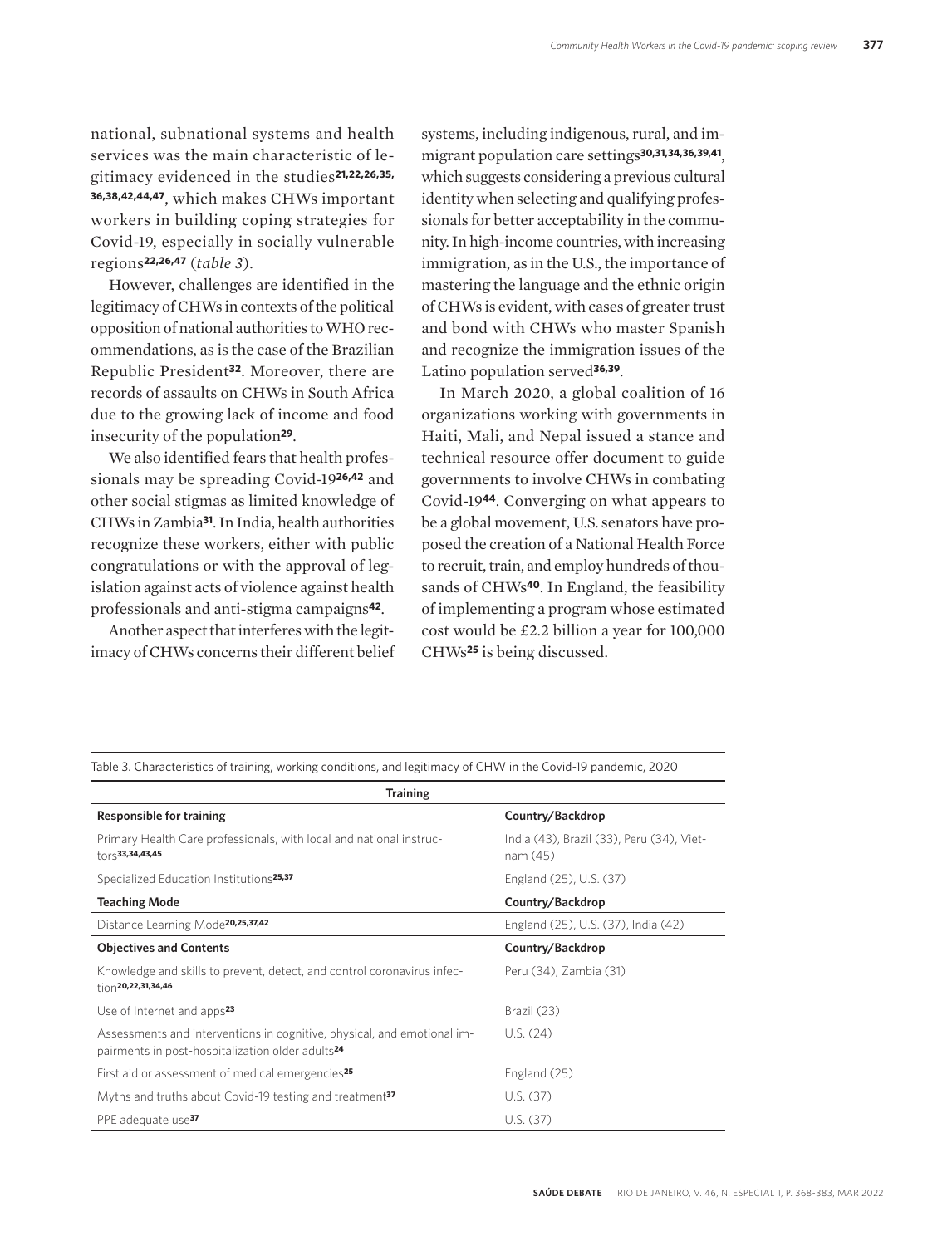national, subnational systems and health services was the main characteristic of legitimacy evidenced in the studies[21,22,26,35,36,38,42,44,47], which makes CHWs important workers in building coping strategies for Covid-19, especially in socially vulnerable regions[22,26,47] (*table 3*).

However, challenges are identified in the legitimacy of CHWs in contexts of the political opposition of national authorities to WHO recommendations, as is the case of the Brazilian Republic President[32]. Moreover, there are records of assaults on CHWs in South Africa due to the growing lack of income and food insecurity of the population[29].

We also identified fears that health professionals may be spreading Covid-19[26,42] and other social stigmas as limited knowledge of CHWs in Zambia[31]. In India, health authorities recognize these workers, either with public congratulations or with the approval of legislation against acts of violence against health professionals and anti-stigma campaigns[42].

Another aspect that interferes with the legitimacy of CHWs concerns their different belief systems, including indigenous, rural, and immigrant population care settings[30,31,34,36,39,41], which suggests considering a previous cultural identity when selecting and qualifying professionals for better acceptability in the community. In high-income countries, with increasing immigration, as in the U.S., the importance of mastering the language and the ethnic origin of CHWs is evident, with cases of greater trust and bond with CHWs who master Spanish and recognize the immigration issues of the Latino population served[36,39].

In March 2020, a global coalition of 16 organizations working with governments in Haiti, Mali, and Nepal issued a stance and technical resource offer document to guide governments to involve CHWs in combating Covid-19[44]. Converging on what appears to be a global movement, U.S. senators have proposed the creation of a National Health Force to recruit, train, and employ hundreds of thousands of CHWs[40]. In England, the feasibility of implementing a program whose estimated cost would be £2.2 billion a year for 100,000 CHWs[25] is being discussed.

Table 3. Characteristics of training, working conditions, and legitimacy of CHW in the Covid-19 pandemic, 2020

| **Training** | |
|---|---|
| **Responsible for training** | **Country/Backdrop** |
| Primary Health Care professionals, with local and national instructors[33,34,43,45] | India (43), Brazil (33), Peru (34), Vietnam (45) |
| Specialized Education Institutions[25,37] | England (25), U.S. (37) |
| **Teaching Mode** | **Country/Backdrop** |
| Distance Learning Mode[20,25,37,42] | England (25), U.S. (37), India (42) |
| **Objectives and Contents** | **Country/Backdrop** |
| Knowledge and skills to prevent, detect, and control coronavirus infection[20,22,31,34,46] | Peru (34), Zambia (31) |
| Use of Internet and apps[23] | Brazil (23) |
| Assessments and interventions in cognitive, physical, and emotional impairments in post-hospitalization older adults[24] | U.S. (24) |
| First aid or assessment of medical emergencies[25] | England (25) |
| Myths and truths about Covid-19 testing and treatment[37] | U.S. (37) |
| PPE adequate use[37] | U.S. (37) |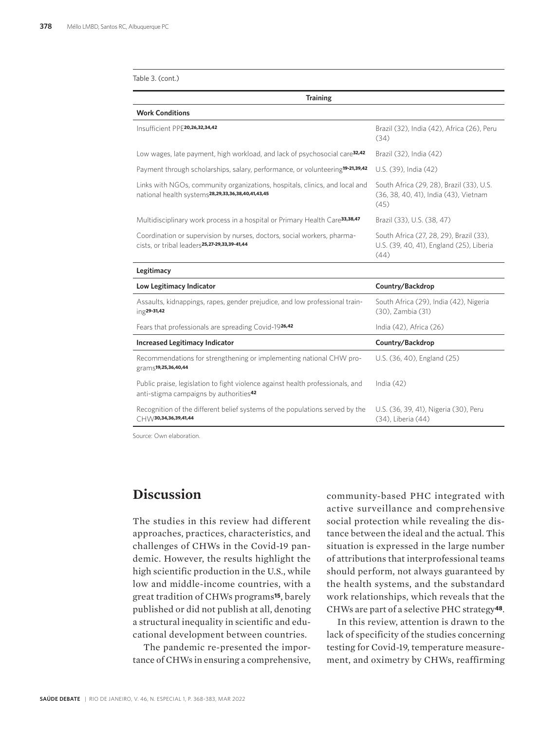Table 3. (cont.)

| Training | |
|---|---|
| **Work Conditions** | |
| Insufficient PPE[20,26,32,34,42] | Brazil (32), India (42), Africa (26), Peru (34) |
| Low wages, late payment, high workload, and lack of psychosocial care[32,42] | Brazil (32), India (42) |
| Payment through scholarships, salary, performance, or volunteering[19-21,39,42] | U.S. (39), India (42) |
| Links with NGOs, community organizations, hospitals, clinics, and local and national health systems[28,29,33,36,38,40,41,43,45] | South Africa (29, 28), Brazil (33), U.S. (36, 38, 40, 41), India (43), Vietnam (45) |
| Multidisciplinary work process in a hospital or Primary Health Care[33,38,47] | Brazil (33), U.S. (38, 47) |
| Coordination or supervision by nurses, doctors, social workers, pharmacists, or tribal leaders[25,27-29,33,39-41,44] | South Africa (27, 28, 29), Brazil (33), U.S. (39, 40, 41), England (25), Liberia (44) |
| **Legitimacy** | |
| **Low Legitimacy Indicator** | **Country/Backdrop** |
| Assaults, kidnappings, rapes, gender prejudice, and low professional training[29-31,42] | South Africa (29), India (42), Nigeria (30), Zambia (31) |
| Fears that professionals are spreading Covid-19[26,42] | India (42), Africa (26) |
| **Increased Legitimacy Indicator** | **Country/Backdrop** |
| Recommendations for strengthening or implementing national CHW programs[19,25,36,40,44] | U.S. (36, 40), England (25) |
| Public praise, legislation to fight violence against health professionals, and anti-stigma campaigns by authorities[42] | India (42) |
| Recognition of the different belief systems of the populations served by the CHW[30,34,36,39,41,44] | U.S. (36, 39, 41), Nigeria (30), Peru (34), Liberia (44) |

Source: Own elaboration.

## Discussion

The studies in this review had different approaches, practices, characteristics, and challenges of CHWs in the Covid-19 pandemic. However, the results highlight the high scientific production in the U.S., while low and middle-income countries, with a great tradition of CHWs programs[15], barely published or did not publish at all, denoting a structural inequality in scientific and educational development between countries.

The pandemic re-presented the importance of CHWs in ensuring a comprehensive, community-based PHC integrated with active surveillance and comprehensive social protection while revealing the distance between the ideal and the actual. This situation is expressed in the large number of attributions that interprofessional teams should perform, not always guaranteed by the health systems, and the substandard work relationships, which reveals that the CHWs are part of a selective PHC strategy[48].

In this review, attention is drawn to the lack of specificity of the studies concerning testing for Covid-19, temperature measurement, and oximetry by CHWs, reaffirming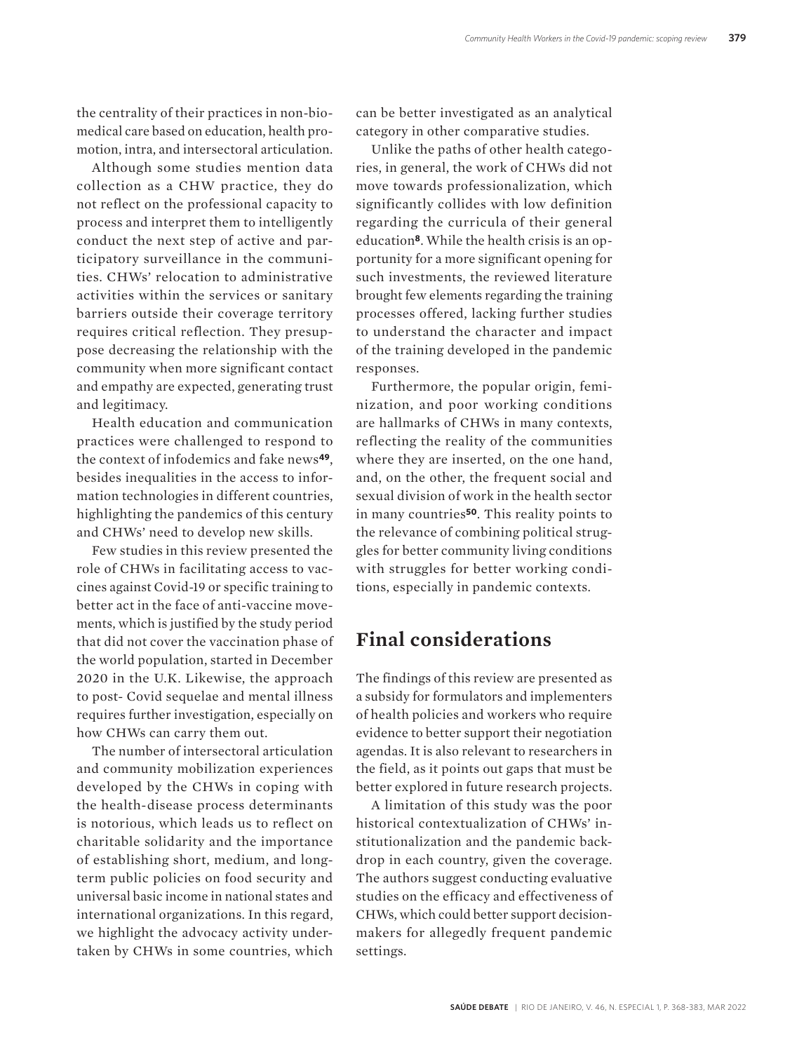the centrality of their practices in non-biomedical care based on education, health promotion, intra, and intersectoral articulation.

Although some studies mention data collection as a CHW practice, they do not reflect on the professional capacity to process and interpret them to intelligently conduct the next step of active and participatory surveillance in the communities. CHWs' relocation to administrative activities within the services or sanitary barriers outside their coverage territory requires critical reflection. They presuppose decreasing the relationship with the community when more significant contact and empathy are expected, generating trust and legitimacy.

Health education and communication practices were challenged to respond to the context of infodemics and fake news[49], besides inequalities in the access to information technologies in different countries, highlighting the pandemics of this century and CHWs' need to develop new skills.

Few studies in this review presented the role of CHWs in facilitating access to vaccines against Covid-19 or specific training to better act in the face of anti-vaccine movements, which is justified by the study period that did not cover the vaccination phase of the world population, started in December 2020 in the U.K. Likewise, the approach to post- Covid sequelae and mental illness requires further investigation, especially on how CHWs can carry them out.

The number of intersectoral articulation and community mobilization experiences developed by the CHWs in coping with the health-disease process determinants is notorious, which leads us to reflect on charitable solidarity and the importance of establishing short, medium, and long-term public policies on food security and universal basic income in national states and international organizations. In this regard, we highlight the advocacy activity undertaken by CHWs in some countries, which can be better investigated as an analytical category in other comparative studies.

Unlike the paths of other health categories, in general, the work of CHWs did not move towards professionalization, which significantly collides with low definition regarding the curricula of their general education[8]. While the health crisis is an opportunity for a more significant opening for such investments, the reviewed literature brought few elements regarding the training processes offered, lacking further studies to understand the character and impact of the training developed in the pandemic responses.

Furthermore, the popular origin, feminization, and poor working conditions are hallmarks of CHWs in many contexts, reflecting the reality of the communities where they are inserted, on the one hand, and, on the other, the frequent social and sexual division of work in the health sector in many countries[50]. This reality points to the relevance of combining political struggles for better community living conditions with struggles for better working conditions, especially in pandemic contexts.

## Final considerations

The findings of this review are presented as a subsidy for formulators and implementers of health policies and workers who require evidence to better support their negotiation agendas. It is also relevant to researchers in the field, as it points out gaps that must be better explored in future research projects.

A limitation of this study was the poor historical contextualization of CHWs' institutionalization and the pandemic backdrop in each country, given the coverage. The authors suggest conducting evaluative studies on the efficacy and effectiveness of CHWs, which could better support decision-makers for allegedly frequent pandemic settings.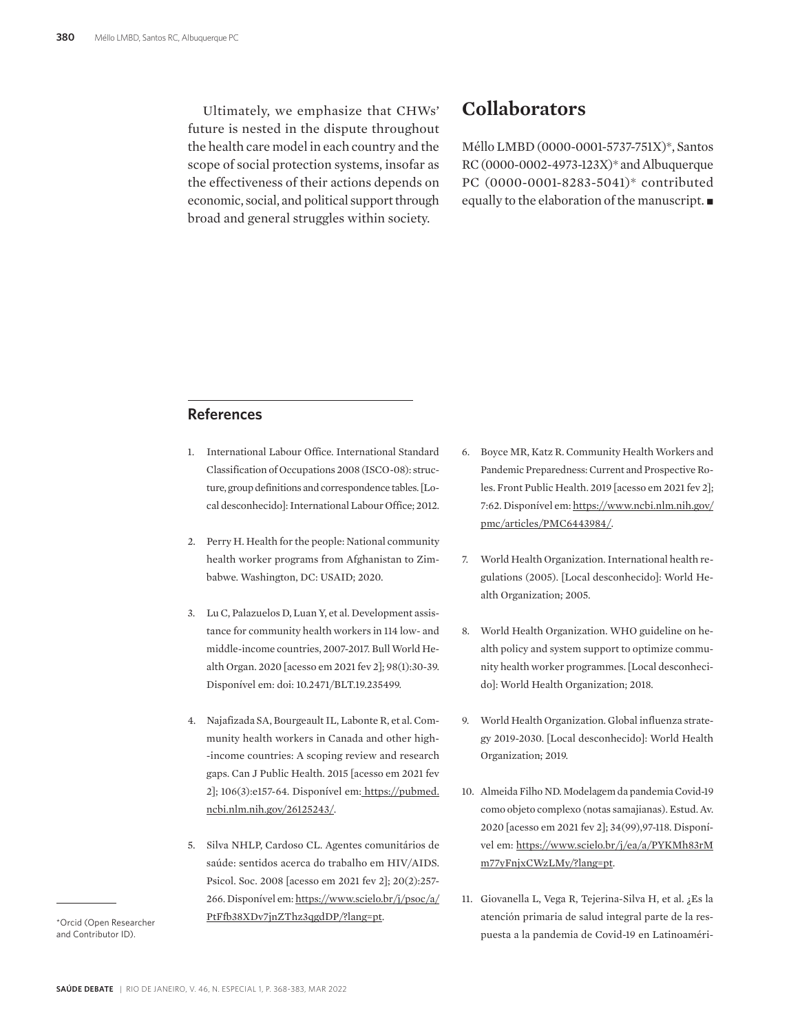Ultimately, we emphasize that CHWs' future is nested in the dispute throughout the health care model in each country and the scope of social protection systems, insofar as the effectiveness of their actions depends on economic, social, and political support through broad and general struggles within society.

## Collaborators

Méllo LMBD (0000-0001-5737-751X)*, Santos RC (0000-0002-4973-123X)* and Albuquerque PC (0000-0001-8283-5041)* contributed equally to the elaboration of the manuscript. ■

## References

1. International Labour Office. International Standard Classification of Occupations 2008 (ISCO-08): structure, group definitions and correspondence tables. [Local desconhecido]: International Labour Office; 2012.

2. Perry H. Health for the people: National community health worker programs from Afghanistan to Zimbabwe. Washington, DC: USAID; 2020.

3. Lu C, Palazuelos D, Luan Y, et al. Development assistance for community health workers in 114 low- and middle-income countries, 2007-2017. Bull World Health Organ. 2020 [acesso em 2021 fev 2]; 98(1):30-39. Disponível em: doi: 10.2471/BLT.19.235499.

4. Najafizada SA, Bourgeault IL, Labonte R, et al. Community health workers in Canada and other high-income countries: A scoping review and research gaps. Can J Public Health. 2015 [acesso em 2021 fev 2]; 106(3):e157-64. Disponível em: https://pubmed.ncbi.nlm.nih.gov/26125243/.

5. Silva NHLP, Cardoso CL. Agentes comunitários de saúde: sentidos acerca do trabalho em HIV/AIDS. Psicol. Soc. 2008 [acesso em 2021 fev 2]; 20(2):257-266. Disponível em: https://www.scielo.br/j/psoc/a/PtFfb38XDv7jnZThz3qgdDP/?lang=pt.

6. Boyce MR, Katz R. Community Health Workers and Pandemic Preparedness: Current and Prospective Roles. Front Public Health. 2019 [acesso em 2021 fev 2]; 7:62. Disponível em: https://www.ncbi.nlm.nih.gov/pmc/articles/PMC6443984/.

7. World Health Organization. International health regulations (2005). [Local desconhecido]: World Health Organization; 2005.

8. World Health Organization. WHO guideline on health policy and system support to optimize community health worker programmes. [Local desconhecido]: World Health Organization; 2018.

9. World Health Organization. Global influenza strategy 2019-2030. [Local desconhecido]: World Health Organization; 2019.

10. Almeida Filho ND. Modelagem da pandemia Covid-19 como objeto complexo (notas samajianas). Estud. Av. 2020 [acesso em 2021 fev 2]; 34(99),97-118. Disponível em: https://www.scielo.br/j/ea/a/PYKMh83rMm77yFnjxCWzLMy/?lang=pt.

11. Giovanella L, Vega R, Tejerina-Silva H, et al. ¿Es la atención primaria de salud integral parte de la respuesta a la pandemia de Covid-19 en Latinoaméri-

*Orcid (Open Researcher and Contributor ID).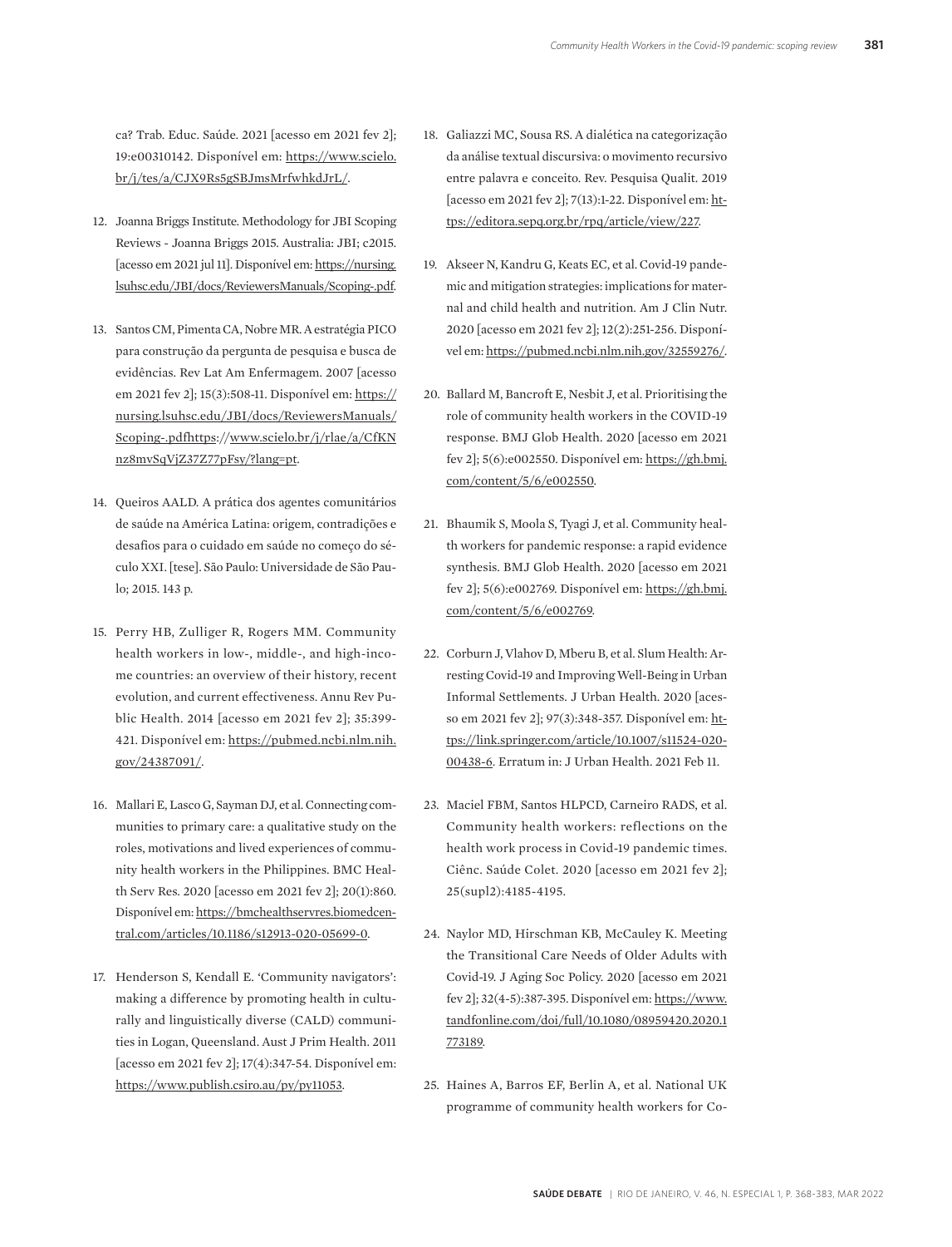ca? Trab. Educ. Saúde. 2021 [acesso em 2021 fev 2]; 19:e00310142. Disponível em: https://www.scielo.br/j/tes/a/CJX9Rs5gSBJmsMrfwhkdJrL/.

12. Joanna Briggs Institute. Methodology for JBI Scoping Reviews - Joanna Briggs 2015. Australia: JBI; c2015. [acesso em 2021 jul 11]. Disponível em: https://nursing.lsuhsc.edu/JBI/docs/ReviewersManuals/Scoping-.pdf.

13. Santos CM, Pimenta CA, Nobre MR. A estratégia PICO para construção da pergunta de pesquisa e busca de evidências. Rev Lat Am Enfermagem. 2007 [acesso em 2021 fev 2]; 15(3):508-11. Disponível em: https://nursing.lsuhsc.edu/JBI/docs/ReviewersManuals/Scoping-.pdfhttps://www.scielo.br/j/rlae/a/CfKNnz8mvSqVjZ37Z77pFsy/?lang=pt.

14. Queiros AALD. A prática dos agentes comunitários de saúde na América Latina: origem, contradições e desafios para o cuidado em saúde no começo do século XXI. [tese]. São Paulo: Universidade de São Paulo; 2015. 143 p.

15. Perry HB, Zulliger R, Rogers MM. Community health workers in low-, middle-, and high-income countries: an overview of their history, recent evolution, and current effectiveness. Annu Rev Public Health. 2014 [acesso em 2021 fev 2]; 35:399-421. Disponível em: https://pubmed.ncbi.nlm.nih.gov/24387091/.

16. Mallari E, Lasco G, Sayman DJ, et al. Connecting communities to primary care: a qualitative study on the roles, motivations and lived experiences of community health workers in the Philippines. BMC Health Serv Res. 2020 [acesso em 2021 fev 2]; 20(1):860. Disponível em: https://bmchealthservres.biomedcentral.com/articles/10.1186/s12913-020-05699-0.

17. Henderson S, Kendall E. 'Community navigators': making a difference by promoting health in culturally and linguistically diverse (CALD) communities in Logan, Queensland. Aust J Prim Health. 2011 [acesso em 2021 fev 2]; 17(4):347-54. Disponível em: https://www.publish.csiro.au/py/py11053.

18. Galiazzi MC, Sousa RS. A dialética na categorização da análise textual discursiva: o movimento recursivo entre palavra e conceito. Rev. Pesquisa Qualit. 2019 [acesso em 2021 fev 2]; 7(13):1-22. Disponível em: https://editora.sepq.org.br/rpq/article/view/227.

19. Akseer N, Kandru G, Keats EC, et al. Covid-19 pandemic and mitigation strategies: implications for maternal and child health and nutrition. Am J Clin Nutr. 2020 [acesso em 2021 fev 2]; 12(2):251-256. Disponível em: https://pubmed.ncbi.nlm.nih.gov/32559276/.

20. Ballard M, Bancroft E, Nesbit J, et al. Prioritising the role of community health workers in the COVID-19 response. BMJ Glob Health. 2020 [acesso em 2021 fev 2]; 5(6):e002550. Disponível em: https://gh.bmj.com/content/5/6/e002550.

21. Bhaumik S, Moola S, Tyagi J, et al. Community health workers for pandemic response: a rapid evidence synthesis. BMJ Glob Health. 2020 [acesso em 2021 fev 2]; 5(6):e002769. Disponível em: https://gh.bmj.com/content/5/6/e002769.

22. Corburn J, Vlahov D, Mberu B, et al. Slum Health: Arresting Covid-19 and Improving Well-Being in Urban Informal Settlements. J Urban Health. 2020 [acesso em 2021 fev 2]; 97(3):348-357. Disponível em: https://link.springer.com/article/10.1007/s11524-020-00438-6. Erratum in: J Urban Health. 2021 Feb 11.

23. Maciel FBM, Santos HLPCD, Carneiro RADS, et al. Community health workers: reflections on the health work process in Covid-19 pandemic times. Ciênc. Saúde Colet. 2020 [acesso em 2021 fev 2]; 25(supl2):4185-4195.

24. Naylor MD, Hirschman KB, McCauley K. Meeting the Transitional Care Needs of Older Adults with Covid-19. J Aging Soc Policy. 2020 [acesso em 2021 fev 2]; 32(4-5):387-395. Disponível em: https://www.tandfonline.com/doi/full/10.1080/08959420.2020.1773189.

25. Haines A, Barros EF, Berlin A, et al. National UK programme of community health workers for Co-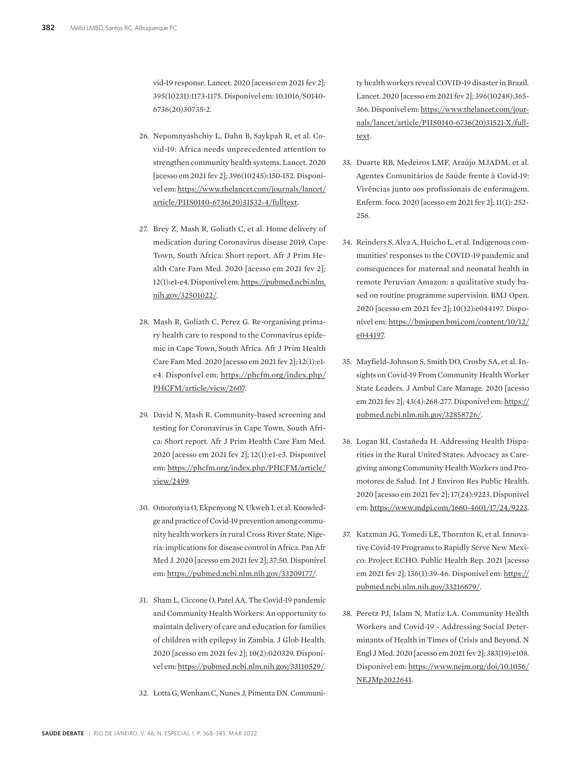vid-19 response. Lancet. 2020 [acesso em 2021 fev 2]; 395(10231):1173-1175. Disponível em: 10.1016/S0140-6736(20)30735-2.

26. Nepomnyashchiy L, Dahn B, Saykpah R, et al. Covid-19: Africa needs unprecedented attention to strengthen community health systems. Lancet. 2020 [acesso em 2021 fev 2]; 396(10245):150-152. Disponível em: https://www.thelancet.com/journals/lancet/article/PIIS0140-6736(20)31532-4/fulltext.

27. Brey Z, Mash R, Goliath C, et al. Home delivery of medication during Coronavirus disease 2019, Cape Town, South Africa: Short report. Afr J Prim Health Care Fam Med. 2020 [acesso em 2021 fev 2]; 12(1):e1-e4. Disponível em: https://pubmed.ncbi.nlm.nih.gov/32501022/.

28. Mash R, Goliath C, Perez G. Re-organising primary health care to respond to the Coronavirus epidemic in Cape Town, South Africa. Afr J Prim Health Care Fam Med. 2020 [acesso em 2021 fev 2]; 12(1):e1-e4. Disponível em: https://phcfm.org/index.php/PHCFM/article/view/2607.

29. David N, Mash R. Community-based screening and testing for Coronavirus in Cape Town, South Africa: Short report. Afr J Prim Health Care Fam Med. 2020 [acesso em 2021 fev 2]; 12(1):e1-e3. Disponível em: https://phcfm.org/index.php/PHCFM/article/view/2499.

30. Omoronyia O, Ekpenyong N, Ukweh I, et al. Knowledge and practice of Covid-19 prevention among community health workers in rural Cross River State, Nigeria: implications for disease control in Africa. Pan Afr Med J. 2020 [acesso em 2021 fev 2]; 37:50. Disponível em: https://pubmed.ncbi.nlm.nih.gov/33209177/.

31. Sham L, Ciccone O, Patel AA. The Covid-19 pandemic and Community Health Workers: An opportunity to maintain delivery of care and education for families of children with epilepsy in Zambia. J Glob Health. 2020 [acesso em 2021 fev 2]; 10(2):020329. Disponível em: https://pubmed.ncbi.nlm.nih.gov/33110529/.

32. Lotta G, Wenham C, Nunes J, Pimenta DN. Community health workers reveal COVID-19 disaster in Brazil. Lancet. 2020 [acesso em 2021 fev 2]; 396(10248):365-366. Disponível em: https://www.thelancet.com/journals/lancet/article/PIIS0140-6736(20)31521-X/fulltext.

33. Duarte RB, Medeiros LMF, Araújo MJADM, et al. Agentes Comunitários de Saúde frente à Covid-19: Vivências junto aos profissionais de enfermagem. Enferm. foco. 2020 [acesso em 2021 fev 2]; 11(1): 252-256.

34. Reinders S, Alva A, Huicho L, et al. Indigenous communities' responses to the COVID-19 pandemic and consequences for maternal and neonatal health in remote Peruvian Amazon: a qualitative study based on routine programme supervision. BMJ Open. 2020 [acesso em 2021 fev 2]; 10(12):e044197. Disponível em: https://bmjopen.bmj.com/content/10/12/e044197.

35. Mayfield-Johnson S, Smith DO, Crosby SA, et al. Insights on Covid-19 From Community Health Worker State Leaders. J Ambul Care Manage. 2020 [acesso em 2021 fev 2]; 43(4):268-277. Disponível em: https://pubmed.ncbi.nlm.nih.gov/32858726/.

36. Logan RI, Castañeda H. Addressing Health Disparities in the Rural United States: Advocacy as Caregiving among Community Health Workers and Promotores de Salud. Int J Environ Res Public Health. 2020 [acesso em 2021 fev 2]; 17(24):9223. Disponível em: https://www.mdpi.com/1660-4601/17/24/9223.

37. Katzman JG, Tomedi LE, Thornton K, et al. Innovative Covid-19 Programs to Rapidly Serve New Mexico: Project ECHO. Public Health Rep. 2021 [acesso em 2021 fev 2]; 136(1):39-46. Disponível em: https://pubmed.ncbi.nlm.nih.gov/33216679/.

38. Peretz PJ, Islam N, Matiz LA. Community Health Workers and Covid-19 - Addressing Social Determinants of Health in Times of Crisis and Beyond. N Engl J Med. 2020 [acesso em 2021 fev 2]; 383(19):e108. Disponível em: https://www.nejm.org/doi/10.1056/NEJMp2022641.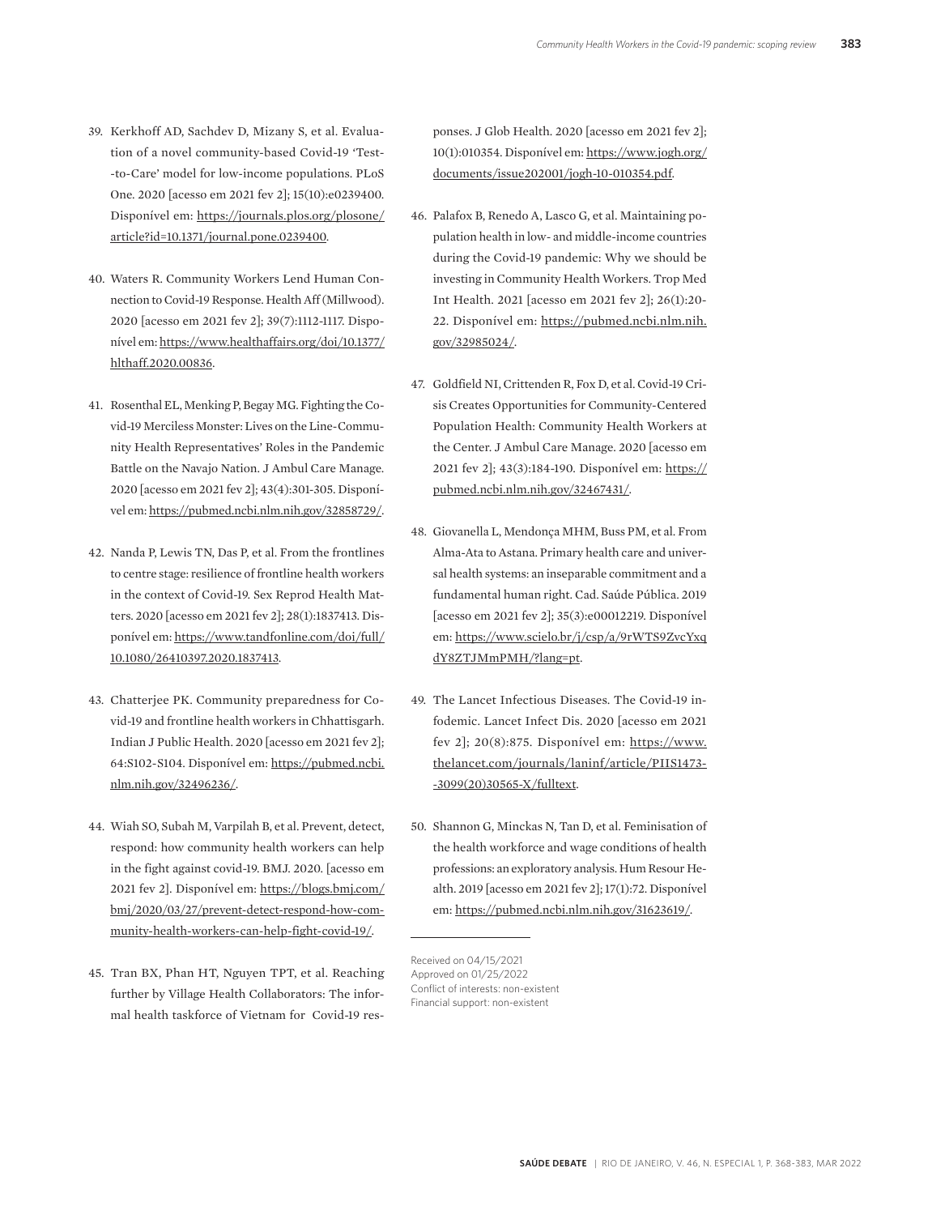39. Kerkhoff AD, Sachdev D, Mizany S, et al. Evaluation of a novel community-based Covid-19 'Test--to-Care' model for low-income populations. PLoS One. 2020 [acesso em 2021 fev 2]; 15(10):e0239400. Disponível em: https://journals.plos.org/plosone/article?id=10.1371/journal.pone.0239400.

40. Waters R. Community Workers Lend Human Connection to Covid-19 Response. Health Aff (Millwood). 2020 [acesso em 2021 fev 2]; 39(7):1112-1117. Disponível em: https://www.healthaffairs.org/doi/10.1377/hlthaff.2020.00836.

41. Rosenthal EL, Menking P, Begay MG. Fighting the Covid-19 Merciless Monster: Lives on the Line-Community Health Representatives' Roles in the Pandemic Battle on the Navajo Nation. J Ambul Care Manage. 2020 [acesso em 2021 fev 2]; 43(4):301-305. Disponível em: https://pubmed.ncbi.nlm.nih.gov/32858729/.

42. Nanda P, Lewis TN, Das P, et al. From the frontlines to centre stage: resilience of frontline health workers in the context of Covid-19. Sex Reprod Health Matters. 2020 [acesso em 2021 fev 2]; 28(1):1837413. Disponível em: https://www.tandfonline.com/doi/full/10.1080/26410397.2020.1837413.

43. Chatterjee PK. Community preparedness for Covid-19 and frontline health workers in Chhattisgarh. Indian J Public Health. 2020 [acesso em 2021 fev 2]; 64:S102-S104. Disponível em: https://pubmed.ncbi.nlm.nih.gov/32496236/.

44. Wiah SO, Subah M, Varpilah B, et al. Prevent, detect, respond: how community health workers can help in the fight against covid-19. BMJ. 2020. [acesso em 2021 fev 2]. Disponível em: https://blogs.bmj.com/bmj/2020/03/27/prevent-detect-respond-how-community-health-workers-can-help-fight-covid-19/.

45. Tran BX, Phan HT, Nguyen TPT, et al. Reaching further by Village Health Collaborators: The informal health taskforce of Vietnam for Covid-19 responses. J Glob Health. 2020 [acesso em 2021 fev 2]; 10(1):010354. Disponível em: https://www.jogh.org/documents/issue202001/jogh-10-010354.pdf.

46. Palafox B, Renedo A, Lasco G, et al. Maintaining population health in low- and middle-income countries during the Covid-19 pandemic: Why we should be investing in Community Health Workers. Trop Med Int Health. 2021 [acesso em 2021 fev 2]; 26(1):20-22. Disponível em: https://pubmed.ncbi.nlm.nih.gov/32985024/.

47. Goldfield NI, Crittenden R, Fox D, et al. Covid-19 Crisis Creates Opportunities for Community-Centered Population Health: Community Health Workers at the Center. J Ambul Care Manage. 2020 [acesso em 2021 fev 2]; 43(3):184-190. Disponível em: https://pubmed.ncbi.nlm.nih.gov/32467431/.

48. Giovanella L, Mendonça MHM, Buss PM, et al. From Alma-Ata to Astana. Primary health care and universal health systems: an inseparable commitment and a fundamental human right. Cad. Saúde Pública. 2019 [acesso em 2021 fev 2]; 35(3):e00012219. Disponível em: https://www.scielo.br/j/csp/a/9rWTS9ZvcYxqdY8ZTJMmPMH/?lang=pt.

49. The Lancet Infectious Diseases. The Covid-19 infodemic. Lancet Infect Dis. 2020 [acesso em 2021 fev 2]; 20(8):875. Disponível em: https://www.thelancet.com/journals/laninf/article/PIIS1473-3099(20)30565-X/fulltext.

50. Shannon G, Minckas N, Tan D, et al. Feminisation of the health workforce and wage conditions of health professions: an exploratory analysis. Hum Resour Health. 2019 [acesso em 2021 fev 2]; 17(1):72. Disponível em: https://pubmed.ncbi.nlm.nih.gov/31623619/.

---

Received on 04/15/2021
Approved on 01/25/2022
Conflict of interests: non-existent
Financial support: non-existent